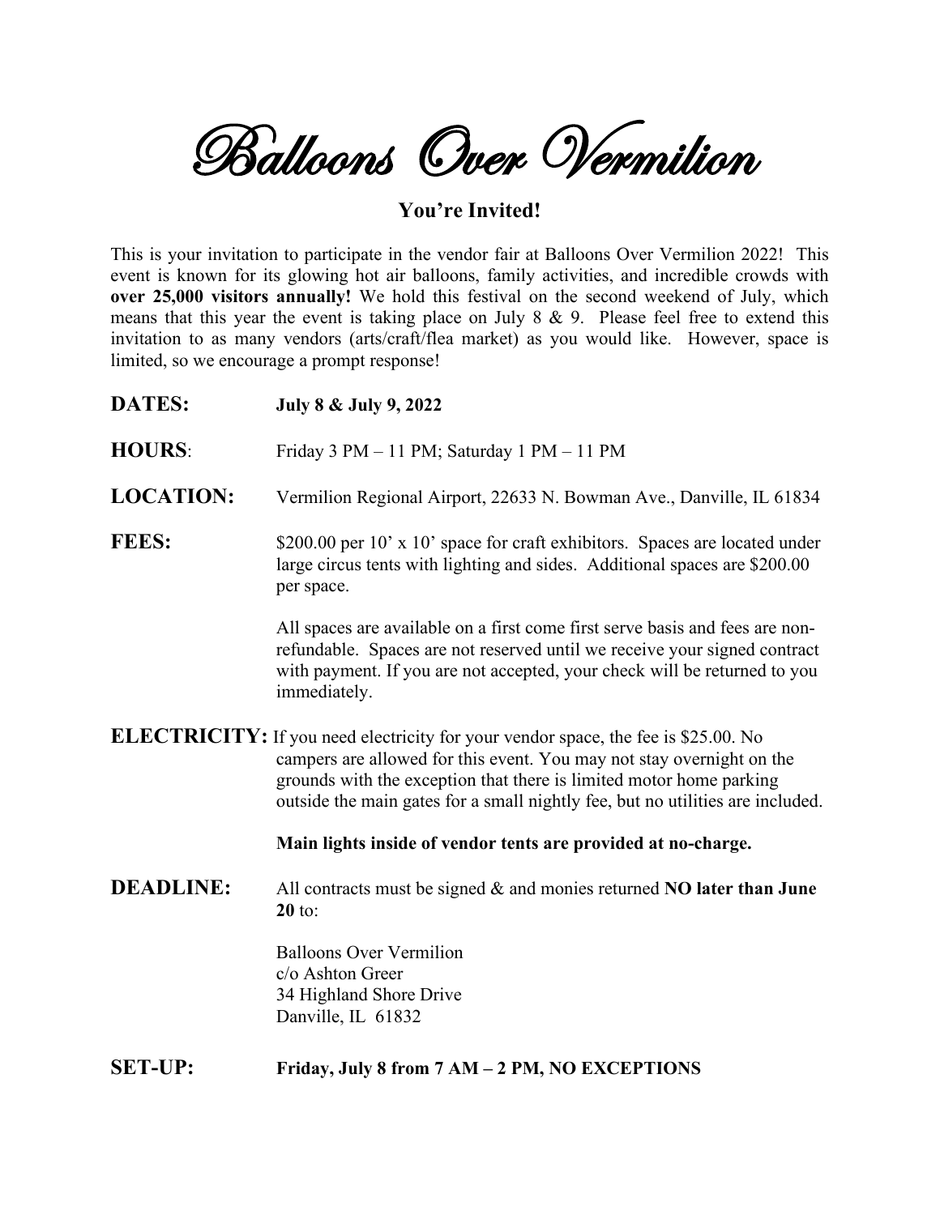# Balloons Over Vermilion

## You're Invited!

This is your invitation to participate in the vendor fair at Balloons Over Vermilion 2022! This event is known for its glowing hot air balloons, family activities, and incredible crowds with **over 25,000 visitors annually!** We hold this festival on the second weekend of July, which means that this year the event is taking place on July 8 & 9. Please feel free to extend this invitation to as many vendors (arts/craft/flea market) as you would like. However, space is limited, so we encourage a prompt response!

**DATES:** **July 8 & July 9, 2022**

**HOURS:** Friday 3 PM – 11 PM; Saturday 1 PM – 11 PM

**LOCATION:** Vermilion Regional Airport, 22633 N. Bowman Ave., Danville, IL 61834

**FEES:** $200.00 per 10' x 10' space for craft exhibitors. Spaces are located under large circus tents with lighting and sides. Additional spaces are $200.00 per space.

All spaces are available on a first come first serve basis and fees are non-refundable. Spaces are not reserved until we receive your signed contract with payment. If you are not accepted, your check will be returned to you immediately.

**ELECTRICITY:** If you need electricity for your vendor space, the fee is $25.00. No campers are allowed for this event. You may not stay overnight on the grounds with the exception that there is limited motor home parking outside the main gates for a small nightly fee, but no utilities are included.

**Main lights inside of vendor tents are provided at no-charge.**

**DEADLINE:** All contracts must be signed & and monies returned **NO later than June 20** to:

Balloons Over Vermilion
c/o Ashton Greer
34 Highland Shore Drive
Danville, IL 61832

**SET-UP:** **Friday, July 8 from 7 AM – 2 PM, NO EXCEPTIONS**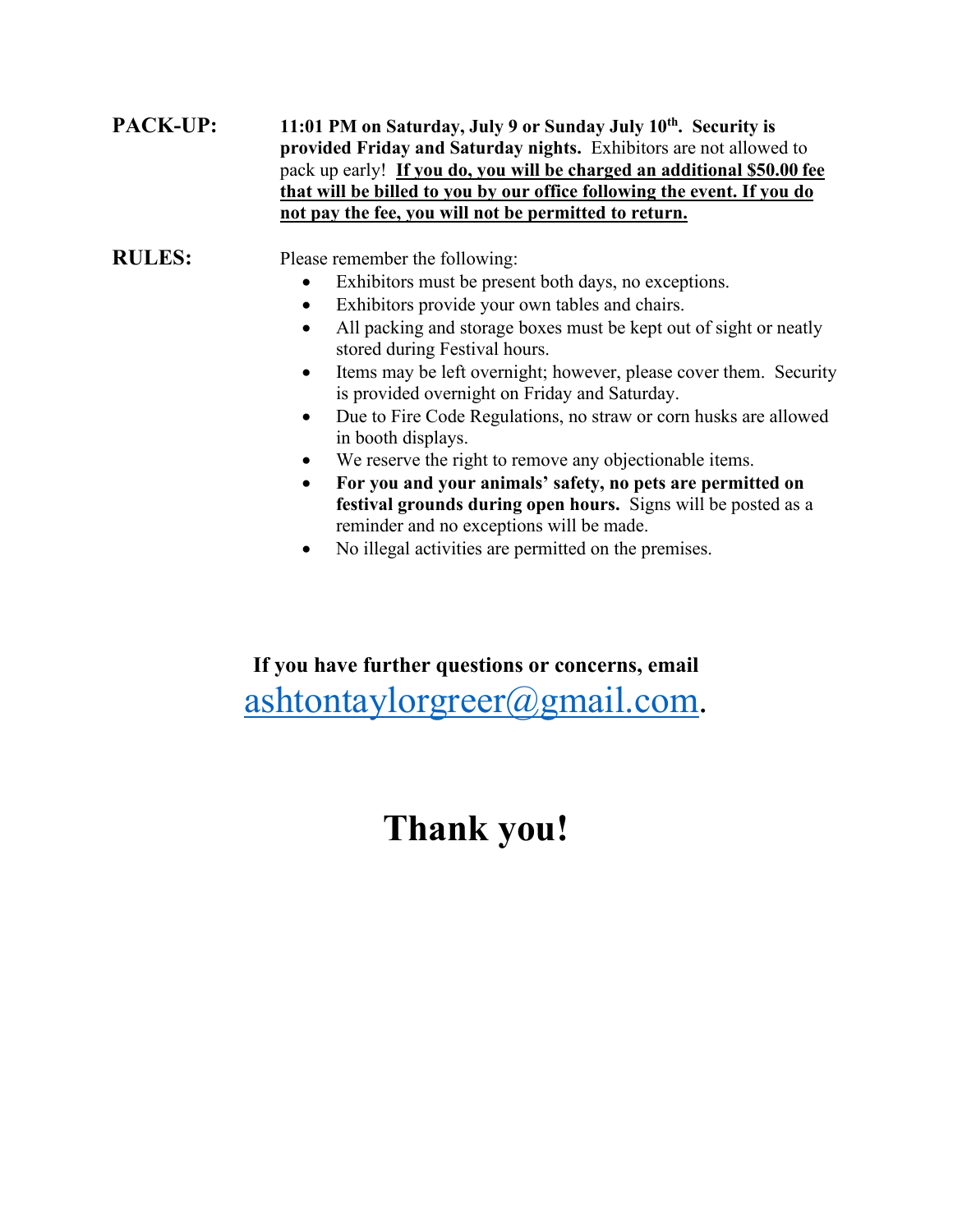**PACK-UP:** **11:01 PM on Saturday, July 9 or Sunday July 10th. Security is provided Friday and Saturday nights.** Exhibitors are not allowed to pack up early! **<u>If you do, you will be charged an additional $50.00 fee that will be billed to you by our office following the event. If you do not pay the fee, you will not be permitted to return.</u>**

**RULES:** Please remember the following:

- Exhibitors must be present both days, no exceptions.
- Exhibitors provide your own tables and chairs.
- All packing and storage boxes must be kept out of sight or neatly stored during Festival hours.
- Items may be left overnight; however, please cover them. Security is provided overnight on Friday and Saturday.
- Due to Fire Code Regulations, no straw or corn husks are allowed in booth displays.
- We reserve the right to remove any objectionable items.
- **For you and your animals' safety, no pets are permitted on festival grounds during open hours.** Signs will be posted as a reminder and no exceptions will be made.
- No illegal activities are permitted on the premises.

**If you have further questions or concerns, email**
ashtontaylorgreer@gmail.com.

# Thank you!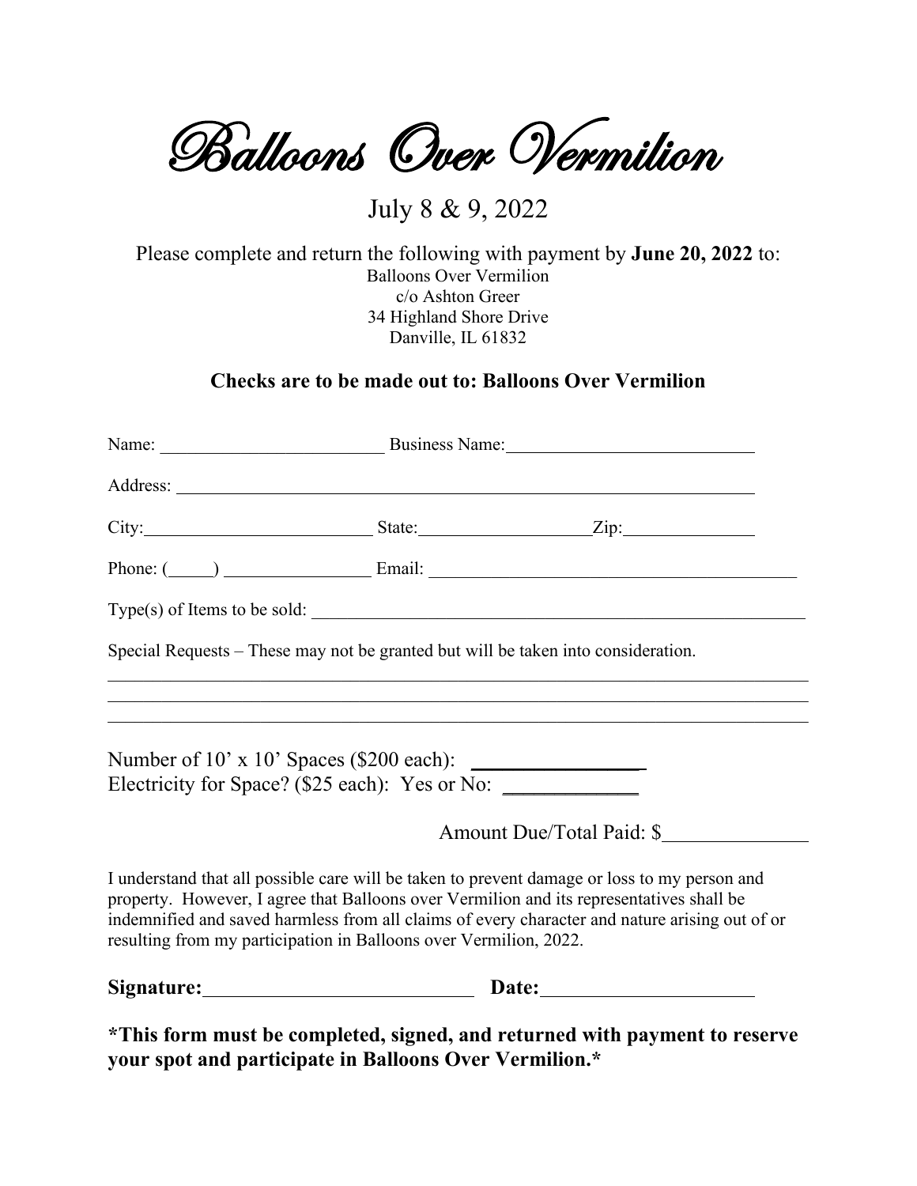# Balloons Over Vermilion

July 8 & 9, 2022

Please complete and return the following with payment by **June 20, 2022** to:

Balloons Over Vermilion
c/o Ashton Greer
34 Highland Shore Drive
Danville, IL 61832

**Checks are to be made out to: Balloons Over Vermilion**

Name: _________________________ Business Name: ___________________________

Address: ______________________________________________________________

City: __________________________ State: ___________________ Zip: ______________

Phone: (_____) ________________ Email: __________________________________________

Type(s) of Items to be sold: ________________________________________________________

Special Requests – These may not be granted but will be taken into consideration.

_______________________________________________________________________________
_______________________________________________________________________________
_______________________________________________________________________________

Number of 10' x 10' Spaces ($200 each): ________________
Electricity for Space? ($25 each): Yes or No: _____________

Amount Due/Total Paid: $______________

I understand that all possible care will be taken to prevent damage or loss to my person and property. However, I agree that Balloons over Vermilion and its representatives shall be indemnified and saved harmless from all claims of every character and nature arising out of or resulting from my participation in Balloons over Vermilion, 2022.

**Signature:** ___________________________ **Date:** _____________________

***This form must be completed, signed, and returned with payment to reserve your spot and participate in Balloons Over Vermilion.***